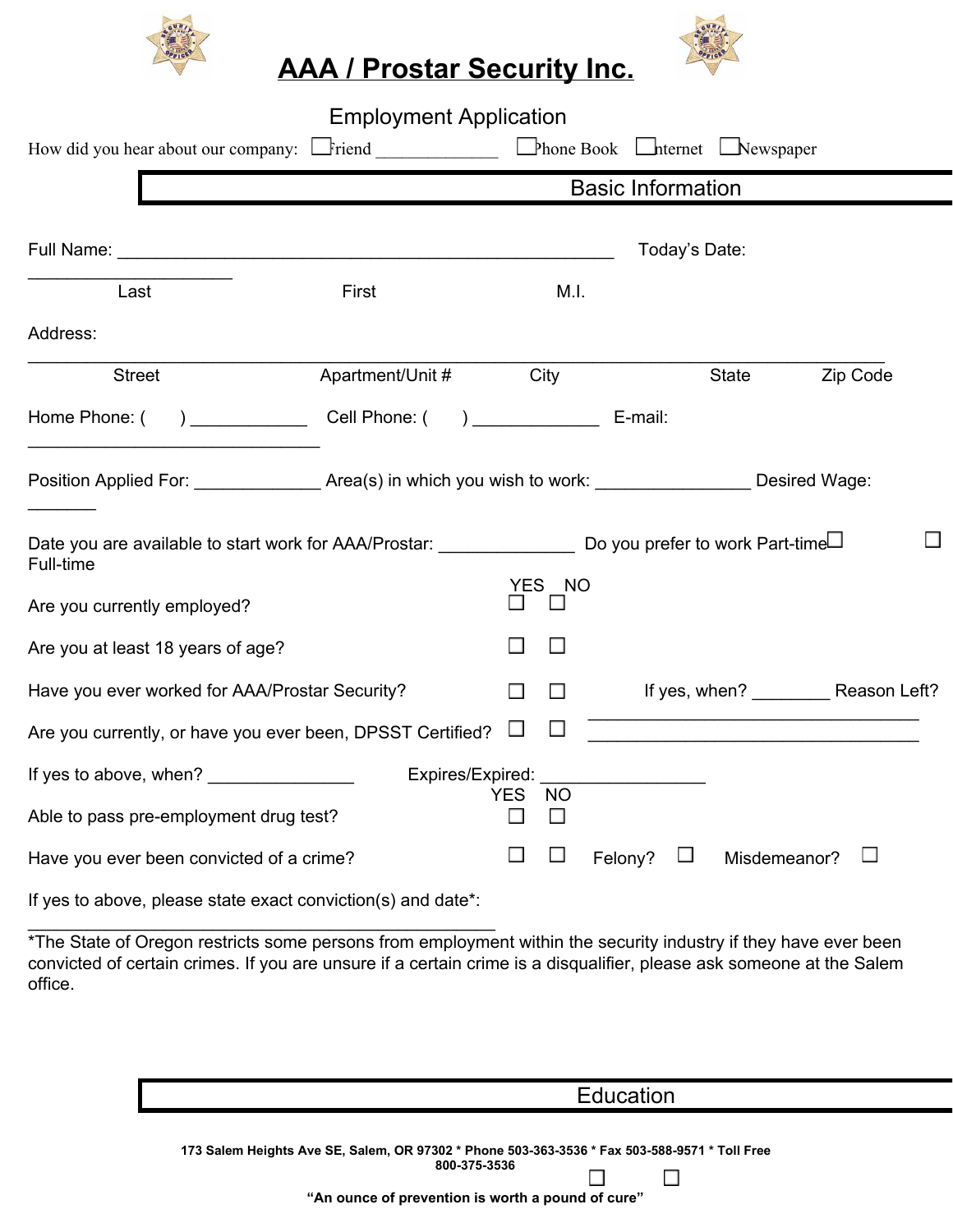# AAA / Prostar Security Inc.

## Employment Application

How did you hear about our company: ☐ Friend _____________ ☐ Phone Book ☐ Internet ☐ Newspaper

## Basic Information

Full Name: ____________________________________________________ Today's Date: ____________________

Last First M.I.

Address: ________________________________________________________________________________________

Street Apartment/Unit # City State Zip Code

Home Phone: ( ) ____________ Cell Phone: ( ) _____________ E-mail: ______________________________

Position Applied For: _____________ Area(s) in which you wish to work: ________________ Desired Wage: _______

Date you are available to start work for AAA/Prostar: ______________ Do you prefer to work Part-time ☐ Full-time ☐

| | YES | NO | |
|---|---|---|---|
| Are you currently employed? | ☐ | ☐ | |
| Are you at least 18 years of age? | ☐ | ☐ | |
| Have you ever worked for AAA/Prostar Security? | ☐ | ☐ | If yes, when? ________ Reason Left? ___________________________________ |
| Are you currently, or have you ever been, DPSST Certified? | ☐ | ☐ | ___________________________________ |

If yes to above, when? _______________ Expires/Expired: _________________

| | YES | NO | | |
|---|---|---|---|---|
| Able to pass pre-employment drug test? | ☐ | ☐ | | |
| Have you ever been convicted of a crime? | ☐ | ☐ | Felony? ☐ | Misdemeanor? ☐ |

If yes to above, please state exact conviction(s) and date*: ______________________________________________

*The State of Oregon restricts some persons from employment within the security industry if they have ever been convicted of certain crimes. If you are unsure if a certain crime is a disqualifier, please ask someone at the Salem office.

## Education

173 Salem Heights Ave SE, Salem, OR 97302 * Phone 503-363-3536 * Fax 503-588-9571 * Toll Free 800-375-3536

☐ ☐

**"An ounce of prevention is worth a pound of cure"**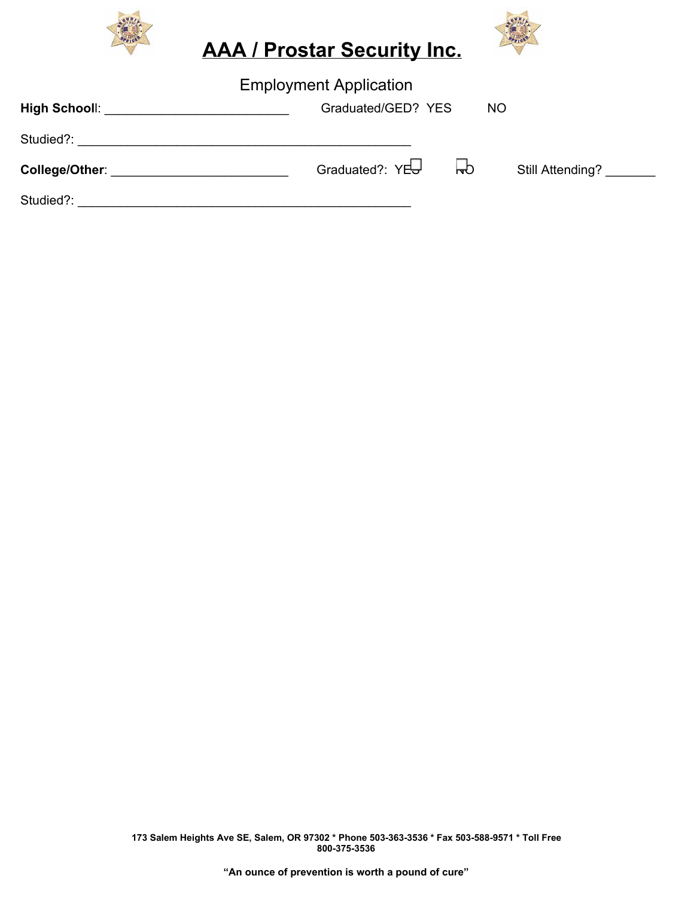# AAA / Prostar Security Inc.

Employment Application

**High School**l: ________________________ Graduated/GED? YES NO

Studied?: ____________________________________________

**College/Other**: ________________________ Graduated?: YES NO Still Attending? _______

Studied?: ____________________________________________

**173 Salem Heights Ave SE, Salem, OR 97302 * Phone 503-363-3536 * Fax 503-588-9571 * Toll Free 800-375-3536**

**"An ounce of prevention is worth a pound of cure"**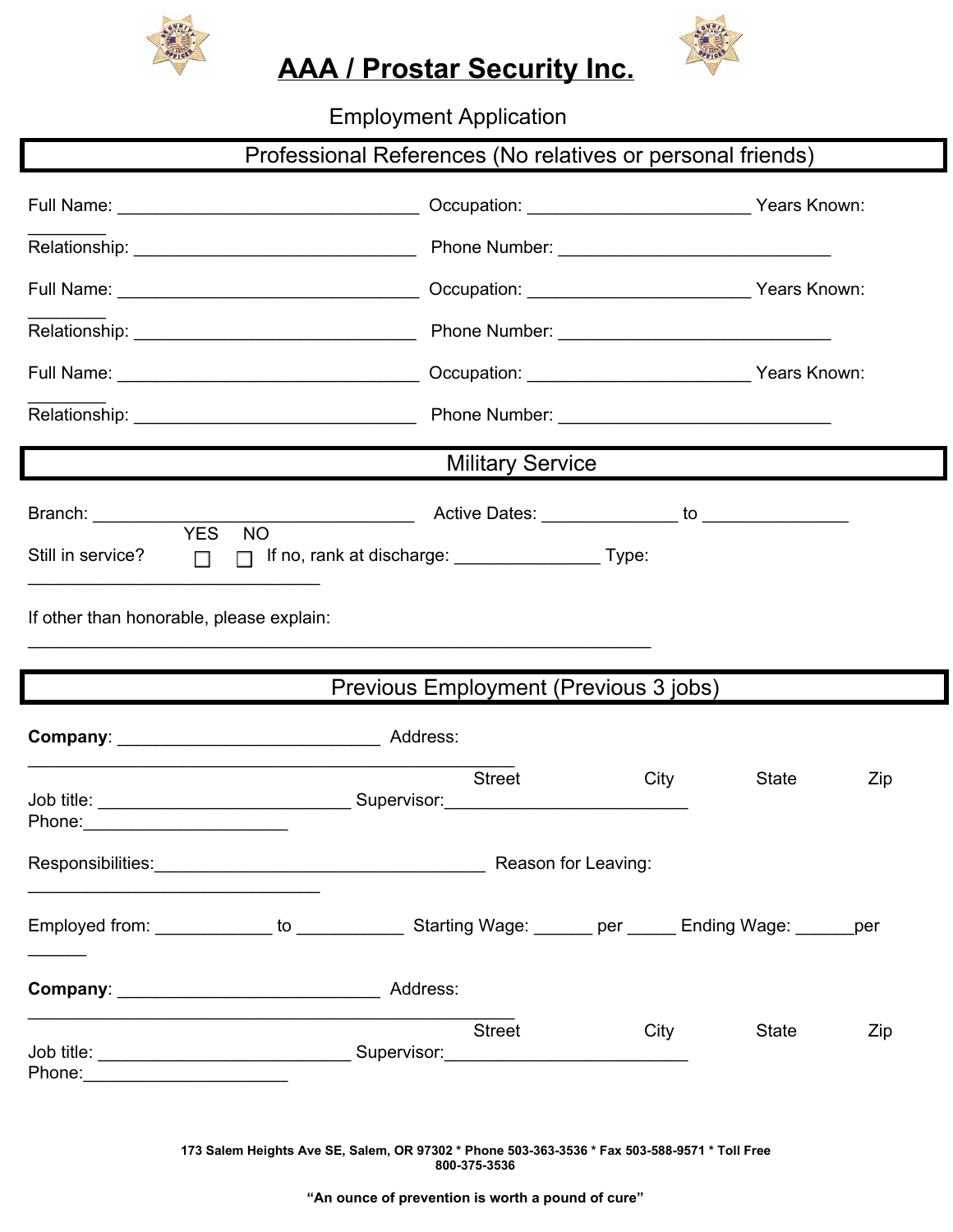# AAA / Prostar Security Inc.

Employment Application

## Professional References (No relatives or personal friends)

Full Name: ______________________________ Occupation: ______________________ Years Known: ________

Relationship: ____________________________ Phone Number: ___________________________

Full Name: ______________________________ Occupation: ______________________ Years Known: ________

Relationship: ____________________________ Phone Number: ___________________________

Full Name: ______________________________ Occupation: ______________________ Years Known: ________

Relationship: ____________________________ Phone Number: ___________________________

## Military Service

Branch: ________________________________ Active Dates: _____________ to ______________

Still in service? YES ☐ NO ☐ If no, rank at discharge: ______________ Type: _____________________________

If other than honorable, please explain: ______________________________________________________________

## Previous Employment (Previous 3 jobs)

**Company**: __________________________ Address: ________________________________________________

Street City State Zip

Job title: _________________________ Supervisor:________________________ Phone:____________________

Responsibilities:_________________________________ Reason for Leaving: _____________________________

Employed from: ___________ to __________ Starting Wage: ______ per _____ Ending Wage: ______per ______

**Company**: __________________________ Address: ________________________________________________

Street City State Zip

Job title: _________________________ Supervisor:________________________ Phone:____________________

173 Salem Heights Ave SE, Salem, OR 97302 * Phone 503-363-3536 * Fax 503-588-9571 * Toll Free 800-375-3536

**"An ounce of prevention is worth a pound of cure"**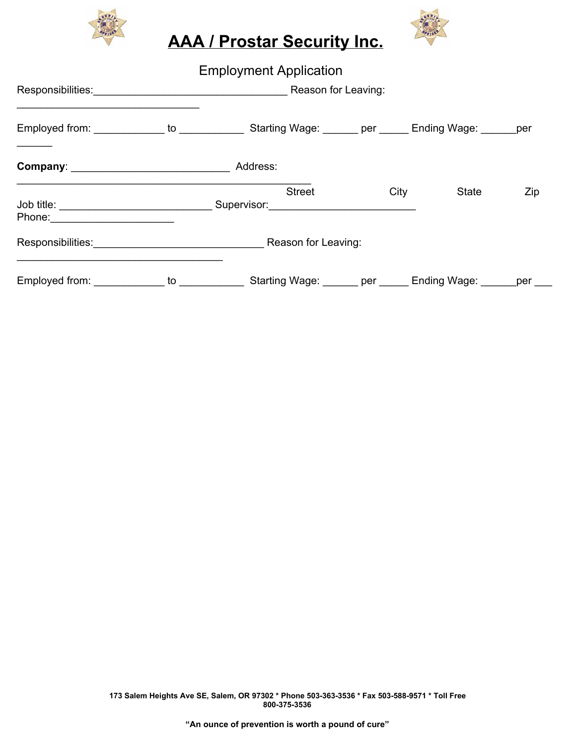# AAA / Prostar Security Inc.

Employment Application

Responsibilities:________________________________ Reason for Leaving: ______________________________

Employed from: ____________ to ___________ Starting Wage: ______ per _____ Ending Wage: ______per ______

**Company**: __________________________ Address: ________________________________________________

Street City State Zip

Job title: _________________________ Supervisor:________________________ Phone:____________________

Responsibilities:_____________________________ Reason for Leaving: __________________________________

Employed from: ____________ to ___________ Starting Wage: ______ per _____ Ending Wage: ______per ___

**173 Salem Heights Ave SE, Salem, OR 97302 * Phone 503-363-3536 * Fax 503-588-9571 * Toll Free 800-375-3536**

**"An ounce of prevention is worth a pound of cure"**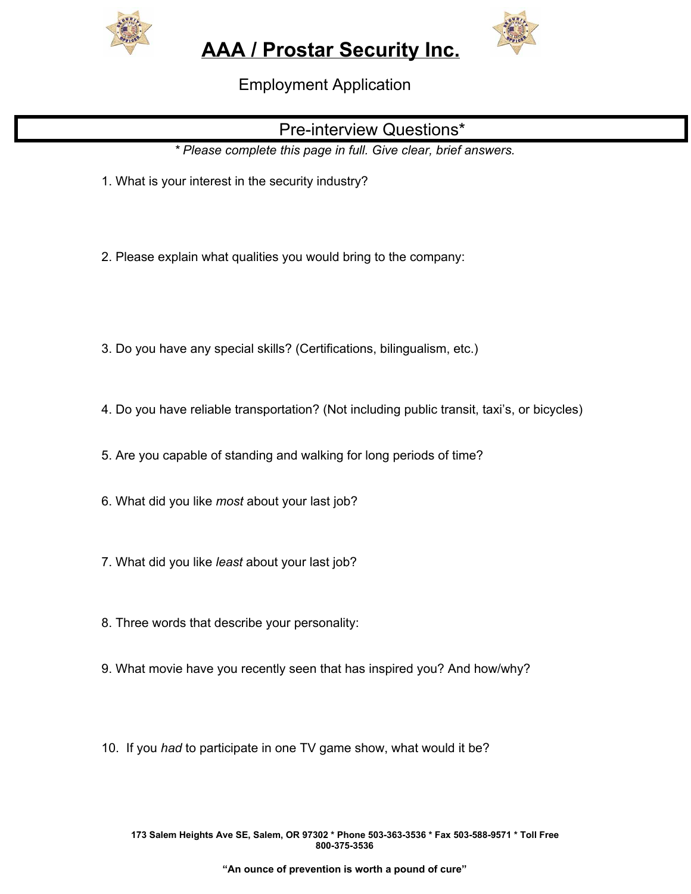# AAA / Prostar Security Inc.

Employment Application

## Pre-interview Questions*

*\* Please complete this page in full. Give clear, brief answers.*

1. What is your interest in the security industry?

2. Please explain what qualities you would bring to the company:

3. Do you have any special skills? (Certifications, bilingualism, etc.)

4. Do you have reliable transportation? (Not including public transit, taxi's, or bicycles)

5. Are you capable of standing and walking for long periods of time?

6. What did you like *most* about your last job?

7. What did you like *least* about your last job?

8. Three words that describe your personality:

9. What movie have you recently seen that has inspired you? And how/why?

10. If you *had* to participate in one TV game show, what would it be?

**173 Salem Heights Ave SE, Salem, OR 97302 * Phone 503-363-3536 * Fax 503-588-9571 * Toll Free 800-375-3536**

**"An ounce of prevention is worth a pound of cure"**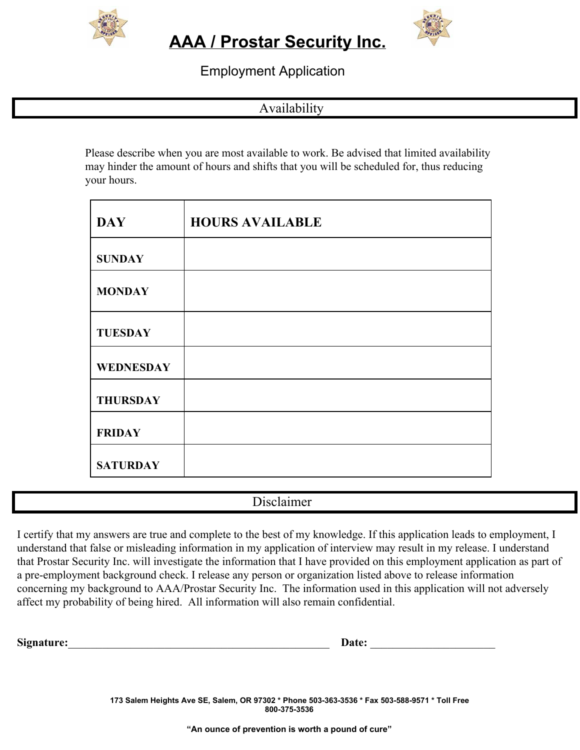# AAA / Prostar Security Inc.

Employment Application

## Availability

Please describe when you are most available to work. Be advised that limited availability may hinder the amount of hours and shifts that you will be scheduled for, thus reducing your hours.

| DAY | HOURS AVAILABLE |
|---|---|
| SUNDAY | |
| MONDAY | |
| TUESDAY | |
| WEDNESDAY | |
| THURSDAY | |
| FRIDAY | |
| SATURDAY | |

## Disclaimer

I certify that my answers are true and complete to the best of my knowledge. If this application leads to employment, I understand that false or misleading information in my application of interview may result in my release. I understand that Prostar Security Inc. will investigate the information that I have provided on this employment application as part of a pre-employment background check. I release any person or organization listed above to release information concerning my background to AAA/Prostar Security Inc. The information used in this application will not adversely affect my probability of being hired. All information will also remain confidential.

**Signature:**_______________________________________________ **Date:** ______________________

**173 Salem Heights Ave SE, Salem, OR 97302 * Phone 503-363-3536 * Fax 503-588-9571 * Toll Free 800-375-3536**

**"An ounce of prevention is worth a pound of cure"**